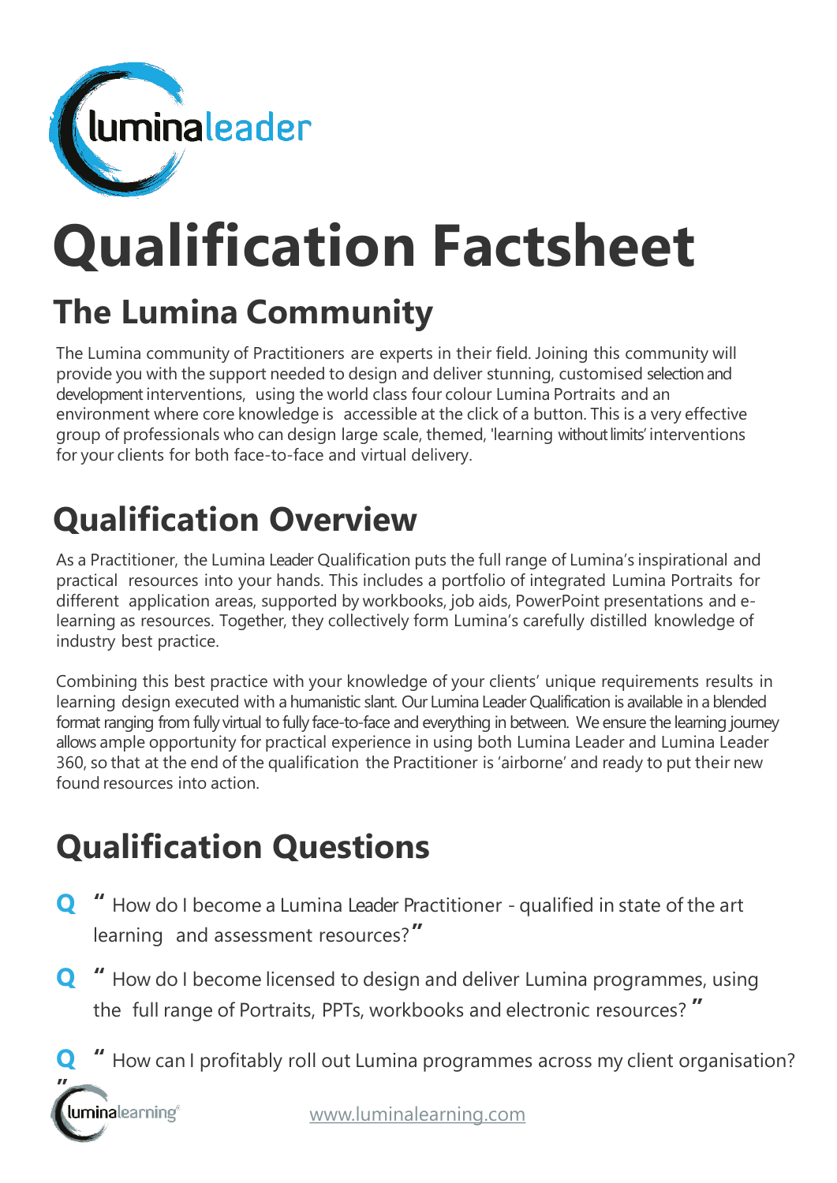# Qualification Factsheet

## The Lumina Community

The Lumina community of Practitioners are experts in their field. Joining this community will provide you with the support needed to design and deliver stunning, customised selection and development interventions, using the world class four colour Lumina Portraits and an environment where core knowledge is accessible at the click of a button. This is a very effective group of professionals who can design large scale, themed, 'learning without limits' interventions for your clients for both face-to-face and virtual delivery.

## Qualification Overview

As a Practitioner, the Lumina Leader Qualification puts the full range of Lumina's inspirational and practical resources into your hands. This includes a portfolio of integrated Lumina Portraits for different application areas, supported by workbooks, job aids, PowerPoint presentations and e-learning as resources. Together, they collectively form Lumina's carefully distilled knowledge of industry best practice.

Combining this best practice with your knowledge of your clients' unique requirements results in learning design executed with a humanistic slant. Our Lumina Leader Qualification is available in a blended format ranging from fully virtual to fully face-to-face and everything in between. We ensure the learning journey allows ample opportunity for practical experience in using both Lumina Leader and Lumina Leader 360, so that at the end of the qualification the Practitioner is 'airborne' and ready to put their new found resources into action.

## Qualification Questions

**Q** " How do I become a Lumina Leader Practitioner - qualified in state of the art learning and assessment resources? "

**Q** " How do I become licensed to design and deliver Lumina programmes, using the full range of Portraits, PPTs, workbooks and electronic resources? "

**Q** " How can I profitably roll out Lumina programmes across my client organisation? "

www.luminalearning.com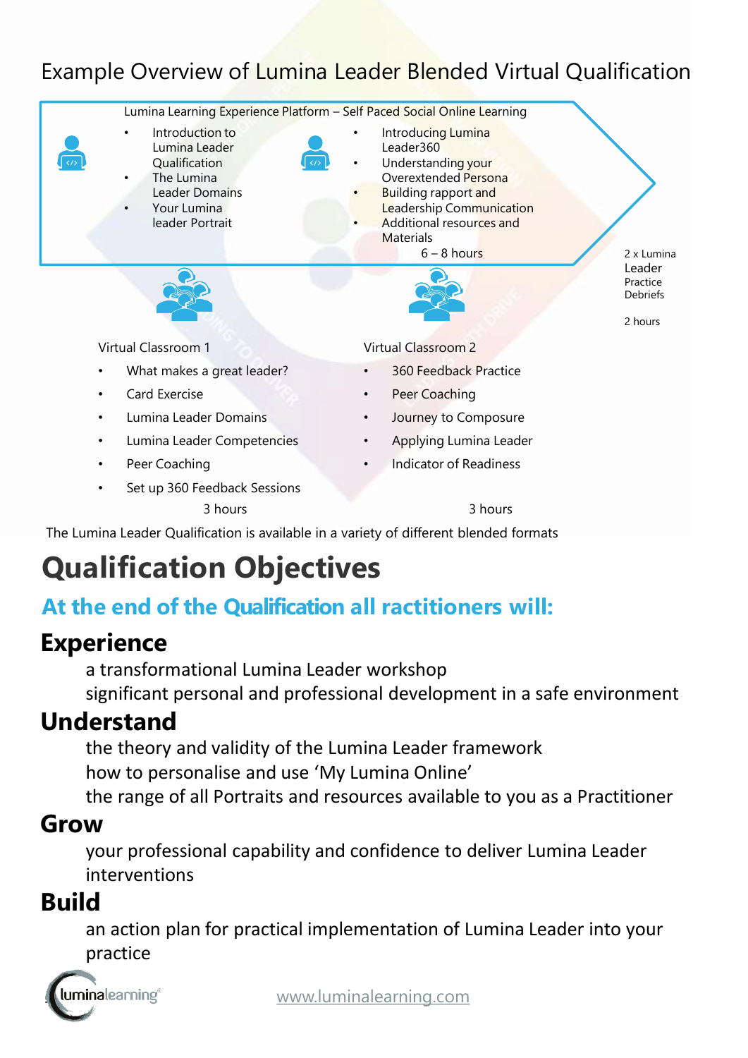# Example Overview of Lumina Leader Blended Virtual Qualification

Lumina Learning Experience Platform – Self Paced Social Online Learning

- Introduction to Lumina Leader Qualification
- The Lumina Leader Domains
- Your Lumina leader Portrait

- Introducing Lumina Leader360
- Understanding your Overextended Persona
- Building rapport and Leadership Communication
- Additional resources and Materials

6 – 8 hours

2 x Lumina Leader Practice Debriefs

2 hours

Virtual Classroom 1

- What makes a great leader?
- Card Exercise
- Lumina Leader Domains
- Lumina Leader Competencies
- Peer Coaching
- Set up 360 Feedback Sessions

3 hours

Virtual Classroom 2

- 360 Feedback Practice
- Peer Coaching
- Journey to Composure
- Applying Lumina Leader
- Indicator of Readiness

3 hours

The Lumina Leader Qualification is available in a variety of different blended formats

# Qualification Objectives

## At the end of the Qualification all ractitioners will:

## Experience

a transformational Lumina Leader workshop

significant personal and professional development in a safe environment

## Understand

the theory and validity of the Lumina Leader framework

how to personalise and use 'My Lumina Online'

the range of all Portraits and resources available to you as a Practitioner

## Grow

your professional capability and confidence to deliver Lumina Leader interventions

## Build

an action plan for practical implementation of Lumina Leader into your practice

luminalearning

www.luminalearning.com